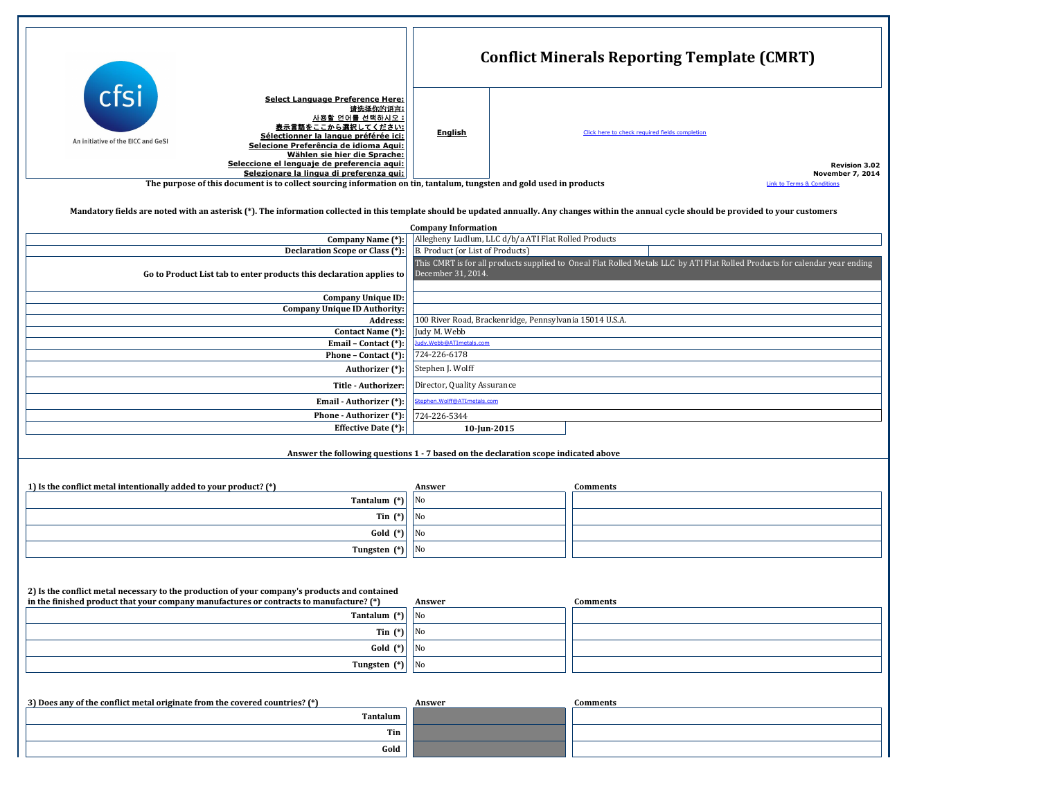# Conflict Minerals Reporting Template (CMRT)

cfsi
An initiative of the EICC and GeSI

**Select Language Preference Here:**
**请选择你的语言:**
**사용할 언어를 선택하시오 :**
**表示言語をここから選択してください:**
**Sélectionner la langue préférée ici:**
**Selecione Preferência de idioma Aqui:**
**Wählen sie hier die Sprache:**
**Seleccione el lenguaje de preferencia aqui:**
**Selezionare la lingua di preferenza qui:**

**English**

Click here to check required fields completion

**Revision 3.02**
**November 7, 2014**

**The purpose of this document is to collect sourcing information on tin, tantalum, tungsten and gold used in products**

Link to Terms & Conditions

**Mandatory fields are noted with an asterisk (*). The information collected in this template should be updated annually. Any changes within the annual cycle should be provided to your customers**

## Company Information

| Field | Value |
|---|---|
| **Company Name (*):** | Allegheny Ludlum, LLC d/b/a ATI Flat Rolled Products |
| **Declaration Scope or Class (*):** | B. Product (or List of Products) |
| **Go to Product List tab to enter products this declaration applies to** | This CMRT is for all products supplied to Oneal Flat Rolled Metals LLC by ATI Flat Rolled Products for calendar year ending December 31, 2014. |
| **Company Unique ID:** | |
| **Company Unique ID Authority:** | |
| **Address:** | 100 River Road, Brackenridge, Pennsylvania 15014 U.S.A. |
| **Contact Name (*):** | Judy M. Webb |
| **Email – Contact (*):** | Judy.Webb@ATImetals.com |
| **Phone – Contact (*):** | 724-226-6178 |
| **Authorizer (*):** | Stephen J. Wolff |
| **Title - Authorizer:** | Director, Quality Assurance |
| **Email - Authorizer (*):** | Stephen.Wolff@ATImetals.com |
| **Phone - Authorizer (*):** | 724-226-5344 |
| **Effective Date (*):** | **10-Jun-2015** |

**Answer the following questions 1 - 7 based on the declaration scope indicated above**

**1) Is the conflict metal intentionally added to your product? (*)**

| | Answer | Comments |
|---|---|---|
| **Tantalum (*)** | No | |
| **Tin (*)** | No | |
| **Gold (*)** | No | |
| **Tungsten (*)** | No | |

**2) Is the conflict metal necessary to the production of your company's products and contained in the finished product that your company manufactures or contracts to manufacture? (*)**

| | Answer | Comments |
|---|---|---|
| **Tantalum (*)** | No | |
| **Tin (*)** | No | |
| **Gold (*)** | No | |
| **Tungsten (*)** | No | |

**3) Does any of the conflict metal originate from the covered countries? (*)**

| | Answer | Comments |
|---|---|---|
| **Tantalum** | | |
| **Tin** | | |
| **Gold** | | |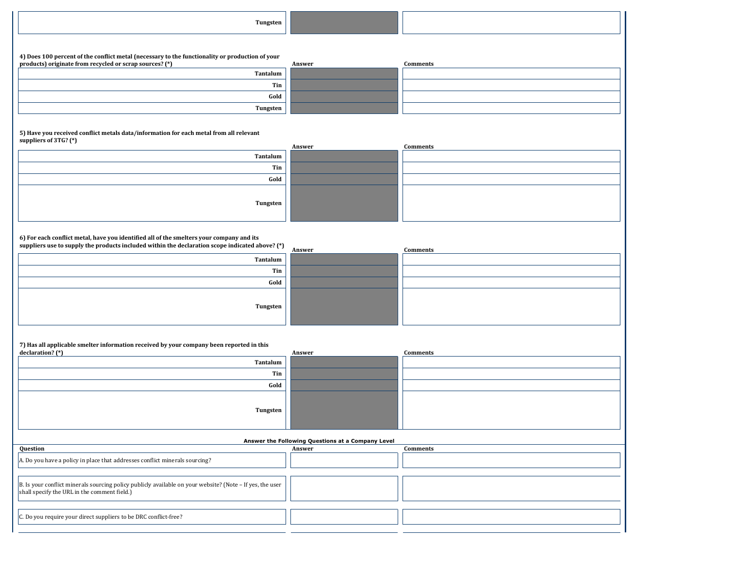| | Answer | Comments |
|---|---|---|
| Tungsten | | |

**4) Does 100 percent of the conflict metal (necessary to the functionality or production of your products) originate from recycled or scrap sources? (*)**

| | Answer | Comments |
|---|---|---|
| Tantalum | | |
| Tin | | |
| Gold | | |
| Tungsten | | |

**5) Have you received conflict metals data/information for each metal from all relevant suppliers of 3TG? (*)**

| | Answer | Comments |
|---|---|---|
| Tantalum | | |
| Tin | | |
| Gold | | |
| Tungsten | | |

**6) For each conflict metal, have you identified all of the smelters your company and its suppliers use to supply the products included within the declaration scope indicated above? (*)**

| | Answer | Comments |
|---|---|---|
| Tantalum | | |
| Tin | | |
| Gold | | |
| Tungsten | | |

**7) Has all applicable smelter information received by your company been reported in this declaration? (*)**

| | Answer | Comments |
|---|---|---|
| Tantalum | | |
| Tin | | |
| Gold | | |
| Tungsten | | |

**Answer the Following Questions at a Company Level**

| Question | Answer | Comments |
|---|---|---|
| A. Do you have a policy in place that addresses conflict minerals sourcing? | | |
| B. Is your conflict minerals sourcing policy publicly available on your website? (Note – If yes, the user shall specify the URL in the comment field.) | | |
| C. Do you require your direct suppliers to be DRC conflict-free? | | |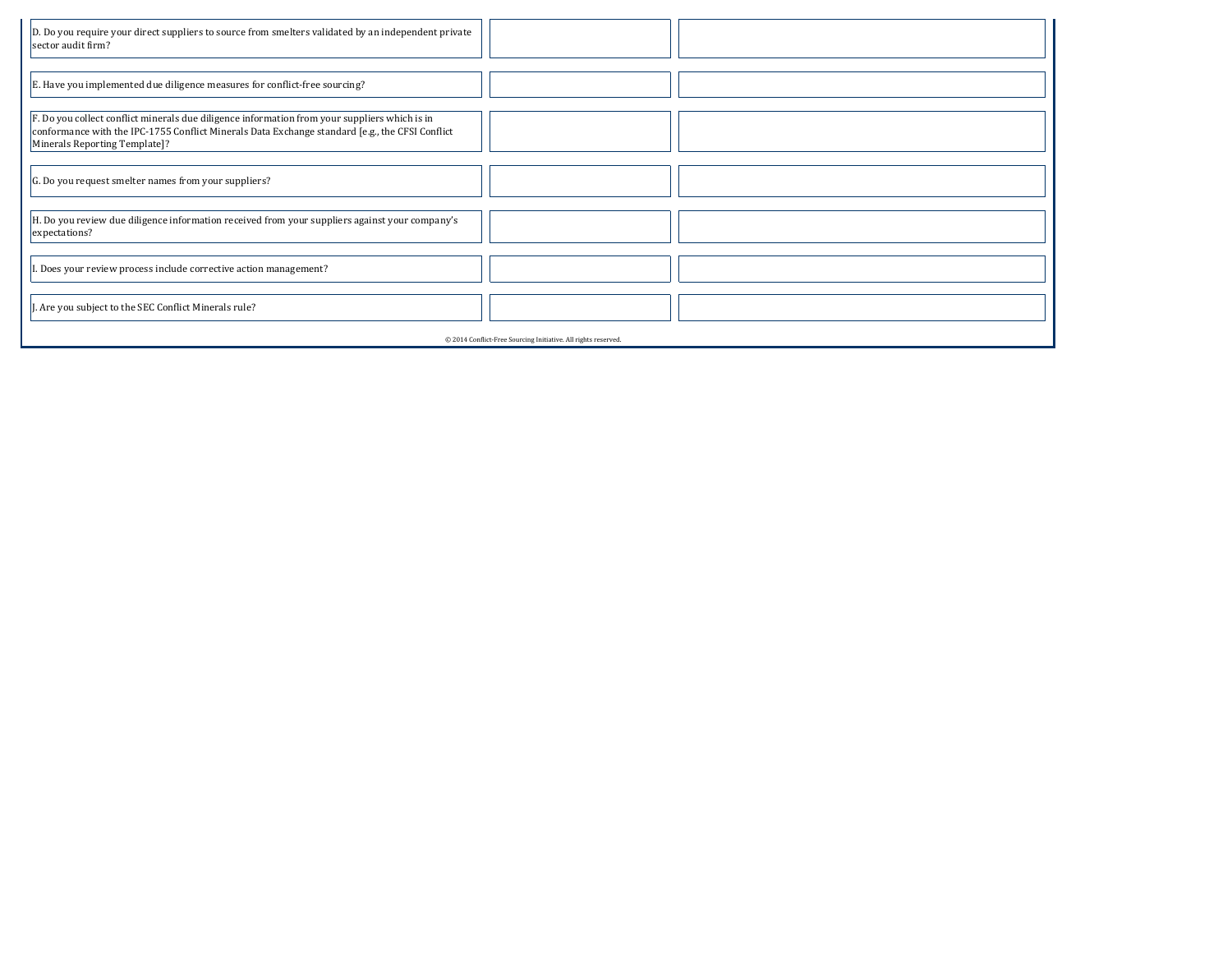| | | |
|---|---|---|
| D. Do you require your direct suppliers to source from smelters validated by an independent private sector audit firm? | | |
| E. Have you implemented due diligence measures for conflict-free sourcing? | | |
| F. Do you collect conflict minerals due diligence information from your suppliers which is in conformance with the IPC-1755 Conflict Minerals Data Exchange standard [e.g., the CFSI Conflict Minerals Reporting Template]? | | |
| G. Do you request smelter names from your suppliers? | | |
| H. Do you review due diligence information received from your suppliers against your company's expectations? | | |
| I. Does your review process include corrective action management? | | |
| J. Are you subject to the SEC Conflict Minerals rule? | | |

© 2014 Conflict-Free Sourcing Initiative. All rights reserved.